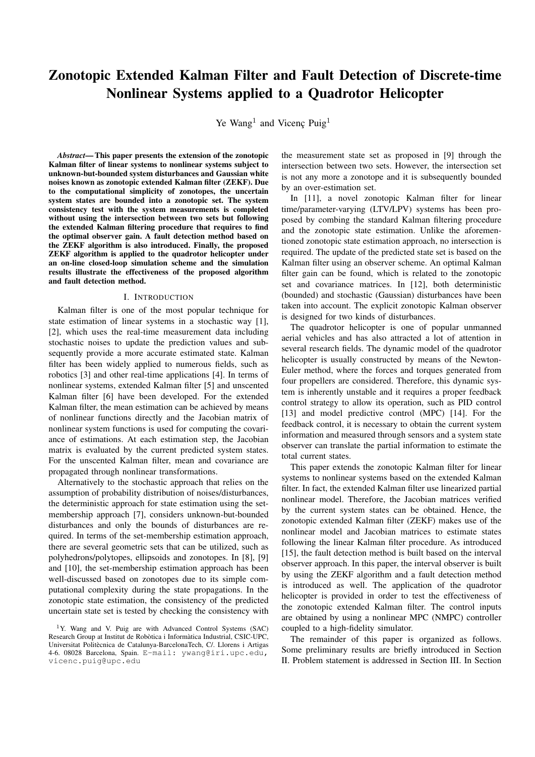# Zonotopic Extended Kalman Filter and Fault Detection of Discrete-time Nonlinear Systems applied to a Quadrotor Helicopter

Ye Wang[1] and Vicenç Puig[1]

***Abstract*— This paper presents the extension of the zonotopic Kalman filter of linear systems to nonlinear systems subject to unknown-but-bounded system disturbances and Gaussian white noises known as zonotopic extended Kalman filter (ZEKF). Due to the computational simplicity of zonotopes, the uncertain system states are bounded into a zonotopic set. The system consistency test with the system measurements is completed without using the intersection between two sets but following the extended Kalman filtering procedure that requires to find the optimal observer gain. A fault detection method based on the ZEKF algorithm is also introduced. Finally, the proposed ZEKF algorithm is applied to the quadrotor helicopter under an on-line closed-loop simulation scheme and the simulation results illustrate the effectiveness of the proposed algorithm and fault detection method.**

## I. Introduction

Kalman filter is one of the most popular technique for state estimation of linear systems in a stochastic way [1], [2], which uses the real-time measurement data including stochastic noises to update the prediction values and subsequently provide a more accurate estimated state. Kalman filter has been widely applied to numerous fields, such as robotics [3] and other real-time applications [4]. In terms of nonlinear systems, extended Kalman filter [5] and unscented Kalman filter [6] have been developed. For the extended Kalman filter, the mean estimation can be achieved by means of nonlinear functions directly and the Jacobian matrix of nonlinear system functions is used for computing the covariance of estimations. At each estimation step, the Jacobian matrix is evaluated by the current predicted system states. For the unscented Kalman filter, mean and covariance are propagated through nonlinear transformations.

Alternatively to the stochastic approach that relies on the assumption of probability distribution of noises/disturbances, the deterministic approach for state estimation using the set-membership approach [7], considers unknown-but-bounded disturbances and only the bounds of disturbances are required. In terms of the set-membership estimation approach, there are several geometric sets that can be utilized, such as polyhedrons/polytopes, ellipsoids and zonotopes. In [8], [9] and [10], the set-membership estimation approach has been well-discussed based on zonotopes due to its simple computational complexity during the state propagations. In the zonotopic state estimation, the consistency of the predicted uncertain state set is tested by checking the consistency with the measurement state set as proposed in [9] through the intersection between two sets. However, the intersection set is not any more a zonotope and it is subsequently bounded by an over-estimation set.

In [11], a novel zonotopic Kalman filter for linear time/parameter-varying (LTV/LPV) systems has been proposed by combing the standard Kalman filtering procedure and the zonotopic state estimation. Unlike the aforementioned zonotopic state estimation approach, no intersection is required. The update of the predicted state set is based on the Kalman filter using an observer scheme. An optimal Kalman filter gain can be found, which is related to the zonotopic set and covariance matrices. In [12], both deterministic (bounded) and stochastic (Gaussian) disturbances have been taken into account. The explicit zonotopic Kalman observer is designed for two kinds of disturbances.

The quadrotor helicopter is one of popular unmanned aerial vehicles and has also attracted a lot of attention in several research fields. The dynamic model of the quadrotor helicopter is usually constructed by means of the Newton-Euler method, where the forces and torques generated from four propellers are considered. Therefore, this dynamic system is inherently unstable and it requires a proper feedback control strategy to allow its operation, such as PID control [13] and model predictive control (MPC) [14]. For the feedback control, it is necessary to obtain the current system information and measured through sensors and a system state observer can translate the partial information to estimate the total current states.

This paper extends the zonotopic Kalman filter for linear systems to nonlinear systems based on the extended Kalman filter. In fact, the extended Kalman filter use linearized partial nonlinear model. Therefore, the Jacobian matrices verified by the current system states can be obtained. Hence, the zonotopic extended Kalman filter (ZEKF) makes use of the nonlinear model and Jacobian matrices to estimate states following the linear Kalman filter procedure. As introduced [15], the fault detection method is built based on the interval observer approach. In this paper, the interval observer is built by using the ZEKF algorithm and a fault detection method is introduced as well. The application of the quadrotor helicopter is provided in order to test the effectiveness of the zonotopic extended Kalman filter. The control inputs are obtained by using a nonlinear MPC (NMPC) controller coupled to a high-fidelity simulator.

The remainder of this paper is organized as follows. Some preliminary results are briefly introduced in Section II. Problem statement is addressed in Section III. In Section

[1]Y. Wang and V. Puig are with Advanced Control Systems (SAC) Research Group at Institut de Robòtica i Informàtica Industrial, CSIC-UPC, Universitat Politècnica de Catalunya-BarcelonaTech, C/. Llorens i Artigas 4-6. 08028 Barcelona, Spain. E-mail: ywang@iri.upc.edu, vicenc.puig@upc.edu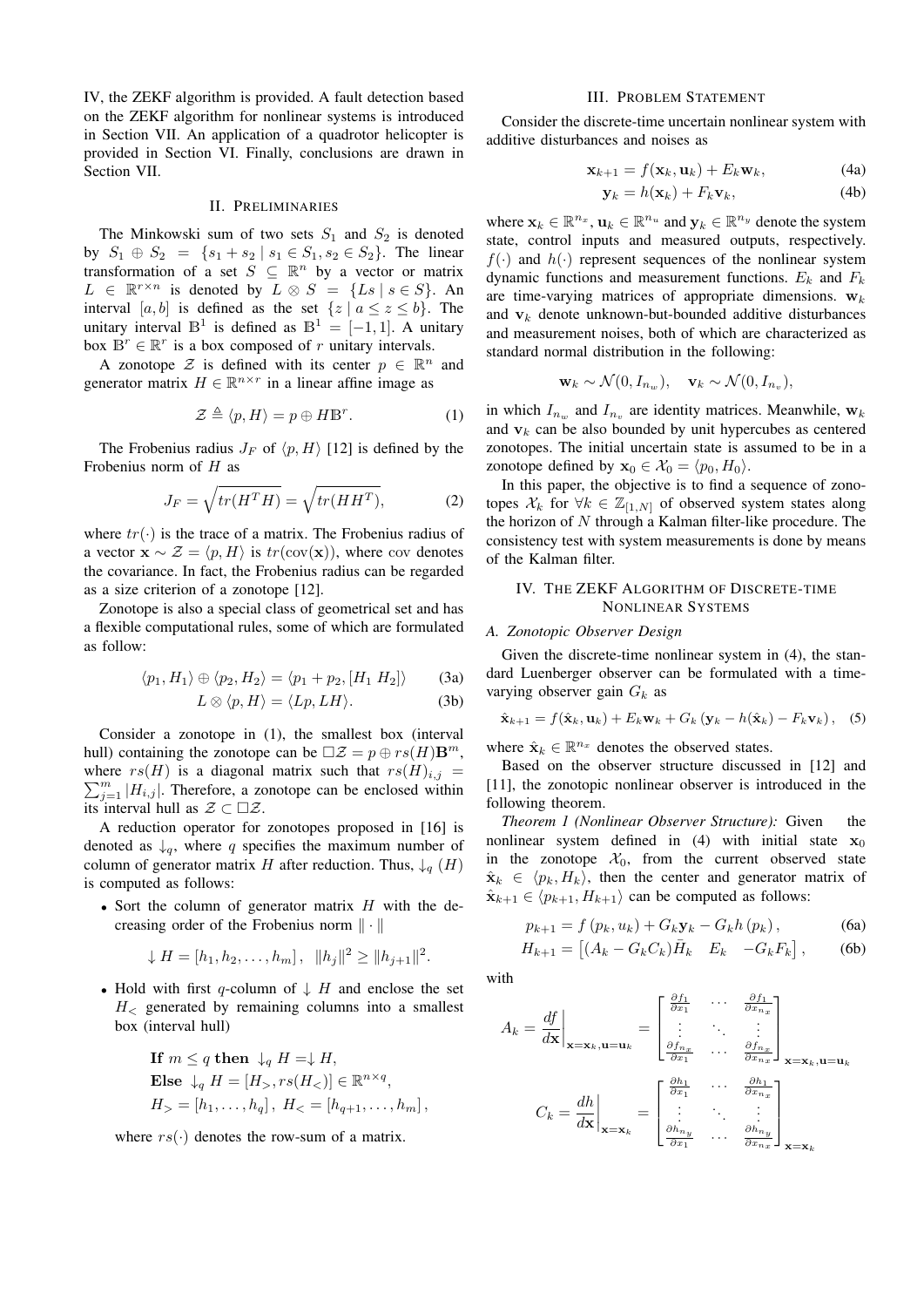IV, the ZEKF algorithm is provided. A fault detection based on the ZEKF algorithm for nonlinear systems is introduced in Section VII. An application of a quadrotor helicopter is provided in Section VI. Finally, conclusions are drawn in Section VII.

## II. Preliminaries

The Minkowski sum of two sets $S_1$ and $S_2$ is denoted by $S_1 \oplus S_2 = \{s_1 + s_2 \mid s_1 \in S_1, s_2 \in S_2\}$. The linear transformation of a set $S \subseteq \mathbb{R}^n$ by a vector or matrix $L \in \mathbb{R}^{r\times n}$ is denoted by $L \otimes S = \{Ls \mid s \in S\}$. An interval $[a, b]$ is defined as the set $\{z \mid a \le z \le b\}$. The unitary interval $\mathbb{B}^1$ is defined as $\mathbb{B}^1 = [-1, 1]$. A unitary box $\mathbb{B}^r \in \mathbb{R}^r$ is a box composed of $r$ unitary intervals.

A zonotope $\mathcal{Z}$ is defined with its center $p \in \mathbb{R}^n$ and generator matrix $H \in \mathbb{R}^{n\times r}$ in a linear affine image as

$$\mathcal{Z} \triangleq \langle p, H\rangle = p \oplus H\mathbb{B}^r. \tag{1}$$

The Frobenius radius $J_F$ of $\langle p, H\rangle$ [12] is defined by the Frobenius norm of $H$ as

$$J_F = \sqrt{tr(H^T H)} = \sqrt{tr(HH^T)}, \tag{2}$$

where $tr(\cdot)$ is the trace of a matrix. The Frobenius radius of a vector $\mathbf{x} \sim \mathcal{Z} = \langle p, H\rangle$ is $tr(\text{cov}(\mathbf{x}))$, where cov denotes the covariance. In fact, the Frobenius radius can be regarded as a size criterion of a zonotope [12].

Zonotope is also a special class of geometrical set and has a flexible computational rules, some of which are formulated as follow:

$$\langle p_1, H_1\rangle \oplus \langle p_2, H_2\rangle = \langle p_1 + p_2, [H_1\ H_2]\rangle \tag{3a}$$

$$L \otimes \langle p, H\rangle = \langle Lp, LH\rangle. \tag{3b}$$

Consider a zonotope in (1), the smallest box (interval hull) containing the zonotope can be $\square\mathcal{Z} = p \oplus rs(H)\mathbf{B}^m$, where $rs(H)$ is a diagonal matrix such that $rs(H)_{i,j} = \sum_{j=1}^{m} |H_{i,j}|$. Therefore, a zonotope can be enclosed within its interval hull as $\mathcal{Z} \subset \square\mathcal{Z}$.

A reduction operator for zonotopes proposed in [16] is denoted as $\downarrow_q$, where $q$ specifies the maximum number of column of generator matrix $H$ after reduction. Thus, $\downarrow_q (H)$ is computed as follows:

- Sort the column of generator matrix $H$ with the decreasing order of the Frobenius norm $\|\cdot\|$
$$\downarrow H = [h_1, h_2, \ldots, h_m], \quad \|h_j\|^2 \ge \|h_{j+1}\|^2.$$
- Hold with first $q$-column of $\downarrow H$ and enclose the set $H_<$ generated by remaining columns into a smallest box (interval hull)

  **If** $m \le q$ **then** $\downarrow_q H = \downarrow H$,
  **Else** $\downarrow_q H = [H_>, rs(H_<)] \in \mathbb{R}^{n\times q}$,
  $H_> = [h_1, \ldots, h_q]$, $H_< = [h_{q+1}, \ldots, h_m]$,

  where $rs(\cdot)$ denotes the row-sum of a matrix.

## III. Problem Statement

Consider the discrete-time uncertain nonlinear system with additive disturbances and noises as

$$\mathbf{x}_{k+1} = f(\mathbf{x}_k, \mathbf{u}_k) + E_k\mathbf{w}_k, \tag{4a}$$

$$\mathbf{y}_k = h(\mathbf{x}_k) + F_k\mathbf{v}_k, \tag{4b}$$

where $\mathbf{x}_k \in \mathbb{R}^{n_x}$, $\mathbf{u}_k \in \mathbb{R}^{n_u}$ and $\mathbf{y}_k \in \mathbb{R}^{n_y}$ denote the system state, control inputs and measured outputs, respectively. $f(\cdot)$ and $h(\cdot)$ represent sequences of the nonlinear system dynamic functions and measurement functions. $E_k$ and $F_k$ are time-varying matrices of appropriate dimensions. $\mathbf{w}_k$ and $\mathbf{v}_k$ denote unknown-but-bounded additive disturbances and measurement noises, both of which are characterized as standard normal distribution in the following:

$$\mathbf{w}_k \sim \mathcal{N}(0, I_{n_w}), \quad \mathbf{v}_k \sim \mathcal{N}(0, I_{n_v}),$$

in which $I_{n_w}$ and $I_{n_v}$ are identity matrices. Meanwhile, $\mathbf{w}_k$ and $\mathbf{v}_k$ can be also bounded by unit hypercubes as centered zonotopes. The initial uncertain state is assumed to be in a zonotope defined by $\mathbf{x}_0 \in \mathcal{X}_0 = \langle p_0, H_0\rangle$.

In this paper, the objective is to find a sequence of zonotopes $\mathcal{X}_k$ for $\forall k \in \mathbb{Z}_{[1,N]}$ of observed system states along the horizon of $N$ through a Kalman filter-like procedure. The consistency test with system measurements is done by means of the Kalman filter.

## IV. The ZEKF Algorithm of Discrete-time Nonlinear Systems

### A. Zonotopic Observer Design

Given the discrete-time nonlinear system in (4), the standard Luenberger observer can be formulated with a time-varying observer gain $G_k$ as

$$\hat{\mathbf{x}}_{k+1} = f(\hat{\mathbf{x}}_k, \mathbf{u}_k) + E_k\mathbf{w}_k + G_k\left(\mathbf{y}_k - h(\hat{\mathbf{x}}_k) - F_k\mathbf{v}_k\right), \tag{5}$$

where $\hat{\mathbf{x}}_k \in \mathbb{R}^{n_x}$ denotes the observed states.

Based on the observer structure discussed in [12] and [11], the zonotopic nonlinear observer is introduced in the following theorem.

*Theorem 1 (Nonlinear Observer Structure):* Given the nonlinear system defined in (4) with initial state $\mathbf{x}_0$ in the zonotope $\mathcal{X}_0$, from the current observed state $\hat{\mathbf{x}}_k \in \langle p_k, H_k\rangle$, then the center and generator matrix of $\hat{\mathbf{x}}_{k+1} \in \langle p_{k+1}, H_{k+1}\rangle$ can be computed as follows:

$$p_{k+1} = f\left(p_k, u_k\right) + G_k\mathbf{y}_k - G_k h\left(p_k\right), \tag{6a}$$

$$H_{k+1} = \left[(A_k - G_kC_k)\bar{H}_k \quad E_k \quad -G_kF_k\right], \tag{6b}$$

with

$$A_k = \left.\frac{df}{d\mathbf{x}}\right|_{\mathbf{x}=\mathbf{x}_k,\mathbf{u}=\mathbf{u}_k} = \begin{bmatrix} \frac{\partial f_1}{\partial x_1} & \cdots & \frac{\partial f_1}{\partial x_{n_x}} \\ \vdots & \ddots & \vdots \\ \frac{\partial f_{n_x}}{\partial x_1} & \cdots & \frac{\partial f_{n_x}}{\partial x_{n_x}} \end{bmatrix}_{\mathbf{x}=\mathbf{x}_k,\mathbf{u}=\mathbf{u}_k}$$

$$C_k = \left.\frac{dh}{d\mathbf{x}}\right|_{\mathbf{x}=\mathbf{x}_k} = \begin{bmatrix} \frac{\partial h_1}{\partial x_1} & \cdots & \frac{\partial h_1}{\partial x_{n_x}} \\ \vdots & \ddots & \vdots \\ \frac{\partial h_{n_y}}{\partial x_1} & \cdots & \frac{\partial h_{n_y}}{\partial x_{n_x}} \end{bmatrix}_{\mathbf{x}=\mathbf{x}_k}$$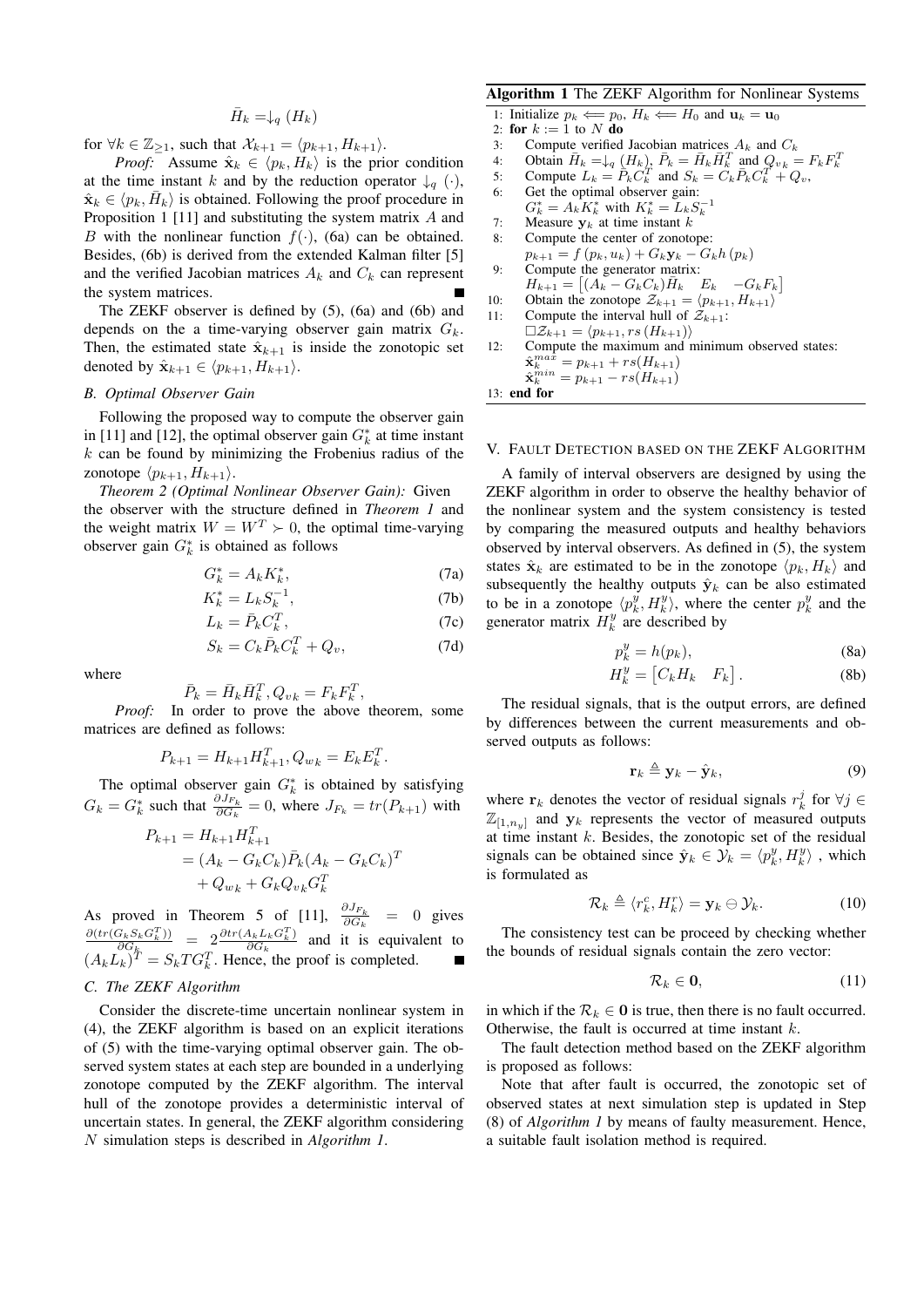$$\bar{H}_k = \downarrow_q (H_k)$$

for $\forall k \in \mathbb{Z}_{\geq 1}$, such that $\mathcal{X}_{k+1} = \langle p_{k+1}, H_{k+1} \rangle$.

*Proof:* Assume $\hat{\mathbf{x}}_k \in \langle p_k, H_k \rangle$ is the prior condition at the time instant $k$ and by the reduction operator $\downarrow_q (\cdot)$, $\hat{\mathbf{x}}_k \in \langle p_k, \bar{H}_k \rangle$ is obtained. Following the proof procedure in Proposition 1 [11] and substituting the system matrix $A$ and $B$ with the nonlinear function $f(\cdot)$, (6a) can be obtained. Besides, (6b) is derived from the extended Kalman filter [5] and the verified Jacobian matrices $A_k$ and $C_k$ can represent the system matrices. ■

The ZEKF observer is defined by (5), (6a) and (6b) and depends on the a time-varying observer gain matrix $G_k$. Then, the estimated state $\hat{\mathbf{x}}_{k+1}$ is inside the zonotopic set denoted by $\hat{\mathbf{x}}_{k+1} \in \langle p_{k+1}, H_{k+1} \rangle$.

### B. Optimal Observer Gain

Following the proposed way to compute the observer gain in [11] and [12], the optimal observer gain $G_k^*$ at time instant $k$ can be found by minimizing the Frobenius radius of the zonotope $\langle p_{k+1}, H_{k+1} \rangle$.

*Theorem 2 (Optimal Nonlinear Observer Gain):* Given the observer with the structure defined in *Theorem 1* and the weight matrix $W = W^T \succ 0$, the optimal time-varying observer gain $G_k^*$ is obtained as follows

$$G_k^* = A_k K_k^*, \tag{7a}$$

$$K_k^* = L_k S_k^{-1}, \tag{7b}$$

$$L_k = \bar{P}_k C_k^T, \tag{7c}$$

$$S_k = C_k \bar{P}_k C_k^T + Q_v, \tag{7d}$$

where

$$\bar{P}_k = \bar{H}_k \bar{H}_k^T, Q_{vk} = F_k F_k^T,$$

*Proof:* In order to prove the above theorem, some matrices are defined as follows:

$$P_{k+1} = H_{k+1} H_{k+1}^T, Q_{wk} = E_k E_k^T.$$

The optimal observer gain $G_k^*$ is obtained by satisfying $G_k = G_k^*$ such that $\frac{\partial J_{F_k}}{\partial G_k} = 0$, where $J_{F_k} = tr(P_{k+1})$ with

$$\begin{aligned} P_{k+1} &= H_{k+1} H_{k+1}^T \\ &= (A_k - G_k C_k) \bar{P}_k (A_k - G_k C_k)^T \\ &\quad + Q_{wk} + G_k Q_{vk} G_k^T \end{aligned}$$

As proved in Theorem 5 of [11], $\frac{\partial J_{F_k}}{\partial G_k} = 0$ gives $\frac{\partial (tr(G_k S_k G_k^T))}{\partial G_k} = 2 \frac{\partial tr(A_k L_k G_k^T)}{\partial G_k}$ and it is equivalent to $(A_k L_k)^T = S_k T G_k^T$. Hence, the proof is completed. ■

### C. The ZEKF Algorithm

Consider the discrete-time uncertain nonlinear system in (4), the ZEKF algorithm is based on an explicit iterations of (5) with the time-varying optimal observer gain. The observed system states at each step are bounded in a underlying zonotope computed by the ZEKF algorithm. The interval hull of the zonotope provides a deterministic interval of uncertain states. In general, the ZEKF algorithm considering $N$ simulation steps is described in *Algorithm 1*.

**Algorithm 1** The ZEKF Algorithm for Nonlinear Systems

```
1:  Initialize p_k ⟸ p_0, H_k ⟸ H_0 and u_k = u_0
2:  for k := 1 to N do
3:      Compute verified Jacobian matrices A_k and C_k
4:      Obtain H̄_k =↓_q (H_k), P̄_k = H̄_k H̄_k^T and Q_vk = F_k F_k^T
5:      Compute L_k = P̄_k C_k^T and S_k = C_k P̄_k C_k^T + Q_v,
6:      Get the optimal observer gain:
        G_k^* = A_k K_k^* with K_k^* = L_k S_k^{-1}
7:      Measure y_k at time instant k
8:      Compute the center of zonotope:
        p_{k+1} = f(p_k, u_k) + G_k y_k − G_k h(p_k)
9:      Compute the generator matrix:
        H_{k+1} = [(A_k − G_k C_k) H̄_k   E_k   −G_k F_k]
10:     Obtain the zonotope Z_{k+1} = ⟨p_{k+1}, H_{k+1}⟩
11:     Compute the interval hull of Z_{k+1}:
        □Z_{k+1} = ⟨p_{k+1}, rs(H_{k+1})⟩
12:     Compute the maximum and minimum observed states:
        x̂_k^max = p_{k+1} + rs(H_{k+1})
        x̂_k^min = p_{k+1} − rs(H_{k+1})
13: end for
```

## V. Fault Detection based on the ZEKF Algorithm

A family of interval observers are designed by using the ZEKF algorithm in order to observe the healthy behavior of the nonlinear system and the system consistency is tested by comparing the measured outputs and healthy behaviors observed by interval observers. As defined in (5), the system states $\hat{\mathbf{x}}_k$ are estimated to be in the zonotope $\langle p_k, H_k \rangle$ and subsequently the healthy outputs $\hat{\mathbf{y}}_k$ can be also estimated to be in a zonotope $\langle p_k^y, H_k^y \rangle$, where the center $p_k^y$ and the generator matrix $H_k^y$ are described by

$$p_k^y = h(p_k), \tag{8a}$$

$$H_k^y = \begin{bmatrix} C_k H_k & F_k \end{bmatrix}. \tag{8b}$$

The residual signals, that is the output errors, are defined by differences between the current measurements and observed outputs as follows:

$$\mathbf{r}_k \triangleq \mathbf{y}_k - \hat{\mathbf{y}}_k, \tag{9}$$

where $\mathbf{r}_k$ denotes the vector of residual signals $r_k^j$ for $\forall j \in \mathbb{Z}_{[1,n_y]}$ and $\mathbf{y}_k$ represents the vector of measured outputs at time instant $k$. Besides, the zonotopic set of the residual signals can be obtained since $\hat{\mathbf{y}}_k \in \mathcal{Y}_k = \langle p_k^y, H_k^y \rangle$ , which is formulated as

$$\mathcal{R}_k \triangleq \langle r_k^c, H_k^r \rangle = \mathbf{y}_k \ominus \mathcal{Y}_k. \tag{10}$$

The consistency test can be proceed by checking whether the bounds of residual signals contain the zero vector:

$$\mathcal{R}_k \in \mathbf{0}, \tag{11}$$

in which if the $\mathcal{R}_k \in \mathbf{0}$ is true, then there is no fault occurred. Otherwise, the fault is occurred at time instant $k$.

The fault detection method based on the ZEKF algorithm is proposed as follows:

Note that after fault is occurred, the zonotopic set of observed states at next simulation step is updated in Step (8) of *Algorithm 1* by means of faulty measurement. Hence, a suitable fault isolation method is required.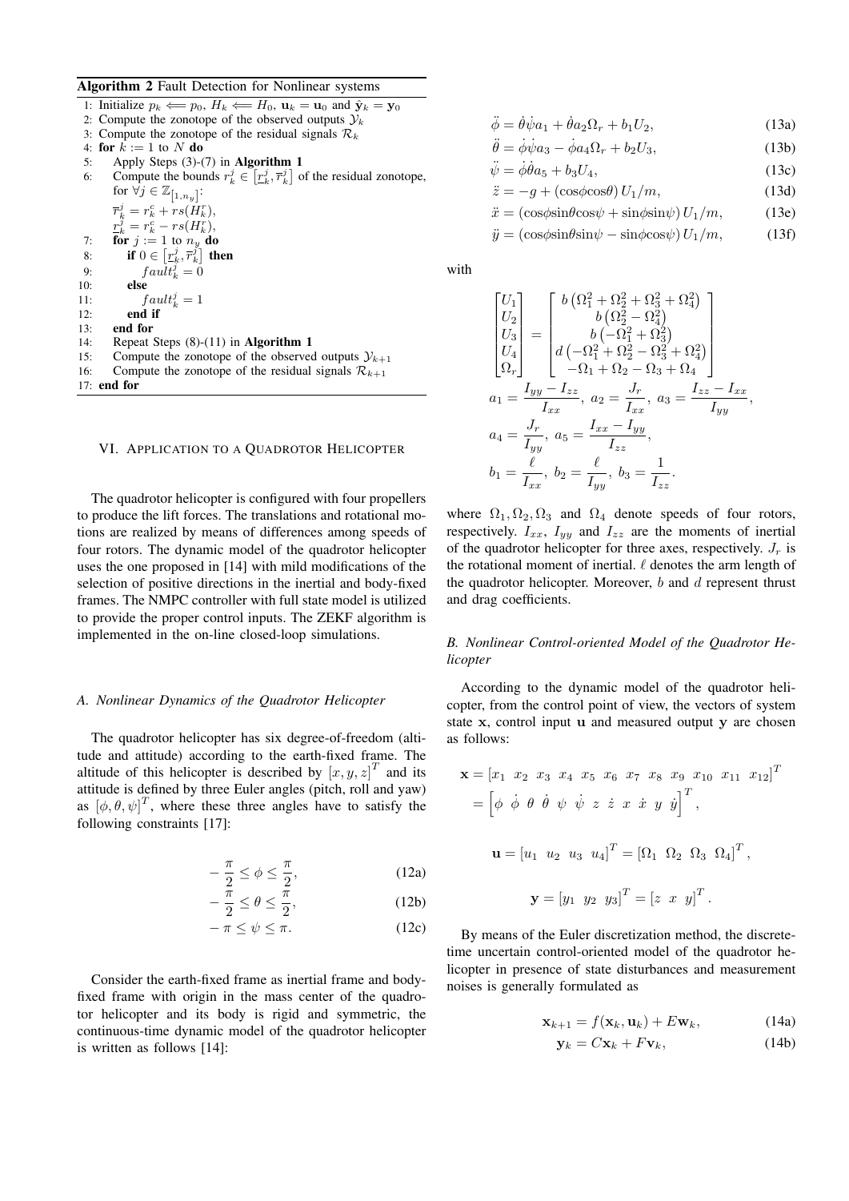**Algorithm 2** Fault Detection for Nonlinear systems

1: Initialize $p_k \Longleftarrow p_0$, $H_k \Longleftarrow H_0$, $\mathbf{u}_k = \mathbf{u}_0$ and $\hat{\mathbf{y}}_k = \mathbf{y}_0$
2: Compute the zonotope of the observed outputs $\mathcal{Y}_k$
3: Compute the zonotope of the residual signals $\mathcal{R}_k$
4: **for** $k := 1$ to $N$ **do**
5: Apply Steps (3)-(7) in **Algorithm 1**
6: Compute the bounds $r_k^j \in \left[\underline{r}_k^j, \overline{r}_k^j\right]$ of the residual zonotope, for $\forall j \in \mathbb{Z}_{[1,n_y]}$:
$\overline{r}_k^j = r_k^c + rs(H_k^r)$,
$\underline{r}_k^j = r_k^c - rs(H_k^r)$,
7: **for** $j := 1$ to $n_y$ **do**
8: **if** $0 \in \left[\underline{r}_k^j, \overline{r}_k^j\right]$ **then**
9: $fault_k^j = 0$
10: **else**
11: $fault_k^j = 1$
12: **end if**
13: **end for**
14: Repeat Steps (8)-(11) in **Algorithm 1**
15: Compute the zonotope of the observed outputs $\mathcal{Y}_{k+1}$
16: Compute the zonotope of the residual signals $\mathcal{R}_{k+1}$
17: **end for**

## VI. APPLICATION TO A QUADROTOR HELICOPTER

The quadrotor helicopter is configured with four propellers to produce the lift forces. The translations and rotational motions are realized by means of differences among speeds of four rotors. The dynamic model of the quadrotor helicopter uses the one proposed in [14] with mild modifications of the selection of positive directions in the inertial and body-fixed frames. The NMPC controller with full state model is utilized to provide the proper control inputs. The ZEKF algorithm is implemented in the on-line closed-loop simulations.

### A. Nonlinear Dynamics of the Quadrotor Helicopter

The quadrotor helicopter has six degree-of-freedom (altitude and attitude) according to the earth-fixed frame. The altitude of this helicopter is described by $[x, y, z]^T$ and its attitude is defined by three Euler angles (pitch, roll and yaw) as $[\phi, \theta, \psi]^T$, where these three angles have to satisfy the following constraints [17]:

$$-\frac{\pi}{2} \le \phi \le \frac{\pi}{2}, \tag{12a}$$

$$-\frac{\pi}{2} \le \theta \le \frac{\pi}{2}, \tag{12b}$$

$$-\pi \le \psi \le \pi. \tag{12c}$$

Consider the earth-fixed frame as inertial frame and body-fixed frame with origin in the mass center of the quadrotor helicopter and its body is rigid and symmetric, the continuous-time dynamic model of the quadrotor helicopter is written as follows [14]:

$$\ddot{\phi} = \dot{\theta}\dot{\psi}a_1 + \dot{\theta}a_2\Omega_r + b_1U_2, \tag{13a}$$

$$\ddot{\theta} = \dot{\phi}\dot{\psi}a_3 - \dot{\phi}a_4\Omega_r + b_2U_3, \tag{13b}$$

$$\ddot{\psi} = \dot{\phi}\dot{\theta}a_5 + b_3U_4, \tag{13c}$$

$$\ddot{z} = -g + (\cos\phi\cos\theta)\, U_1/m, \tag{13d}$$

$$\ddot{x} = (\cos\phi\sin\theta\cos\psi + \sin\phi\sin\psi)\, U_1/m, \tag{13e}$$

$$\ddot{y} = (\cos\phi\sin\theta\sin\psi - \sin\phi\cos\psi)\, U_1/m, \tag{13f}$$

with

$$\begin{bmatrix} U_1 \\ U_2 \\ U_3 \\ U_4 \\ \Omega_r \end{bmatrix} = \begin{bmatrix} b\left(\Omega_1^2 + \Omega_2^2 + \Omega_3^2 + \Omega_4^2\right) \\ b\left(\Omega_2^2 - \Omega_4^2\right) \\ b\left(-\Omega_1^2 + \Omega_3^2\right) \\ d\left(-\Omega_1^2 + \Omega_2^2 - \Omega_3^2 + \Omega_4^2\right) \\ -\Omega_1 + \Omega_2 - \Omega_3 + \Omega_4 \end{bmatrix}$$

$$a_1 = \frac{I_{yy} - I_{zz}}{I_{xx}},\ a_2 = \frac{J_r}{I_{xx}},\ a_3 = \frac{I_{zz} - I_{xx}}{I_{yy}},$$

$$a_4 = \frac{J_r}{I_{yy}},\ a_5 = \frac{I_{xx} - I_{yy}}{I_{zz}},$$

$$b_1 = \frac{\ell}{I_{xx}},\ b_2 = \frac{\ell}{I_{yy}},\ b_3 = \frac{1}{I_{zz}}.$$

where $\Omega_1, \Omega_2, \Omega_3$ and $\Omega_4$ denote speeds of four rotors, respectively. $I_{xx}$, $I_{yy}$ and $I_{zz}$ are the moments of inertial of the quadrotor helicopter for three axes, respectively. $J_r$ is the rotational moment of inertial. $\ell$ denotes the arm length of the quadrotor helicopter. Moreover, $b$ and $d$ represent thrust and drag coefficients.

### B. Nonlinear Control-oriented Model of the Quadrotor Helicopter

According to the dynamic model of the quadrotor helicopter, from the control point of view, the vectors of system state $\mathbf{x}$, control input $\mathbf{u}$ and measured output $\mathbf{y}$ are chosen as follows:

$$\begin{aligned} \mathbf{x} &= \left[x_1\ \ x_2\ \ x_3\ \ x_4\ \ x_5\ \ x_6\ \ x_7\ \ x_8\ \ x_9\ \ x_{10}\ \ x_{11}\ \ x_{12}\right]^T \\ &= \left[\phi\ \ \dot{\phi}\ \ \theta\ \ \dot{\theta}\ \ \psi\ \ \dot{\psi}\ \ z\ \ \dot{z}\ \ x\ \ \dot{x}\ \ y\ \ \dot{y}\right]^T, \end{aligned}$$

$$\mathbf{u} = \left[u_1\ \ u_2\ \ u_3\ \ u_4\right]^T = \left[\Omega_1\ \ \Omega_2\ \ \Omega_3\ \ \Omega_4\right]^T,$$

$$\mathbf{y} = \left[y_1\ \ y_2\ \ y_3\right]^T = \left[z\ \ x\ \ y\right]^T.$$

By means of the Euler discretization method, the discrete-time uncertain control-oriented model of the quadrotor helicopter in presence of state disturbances and measurement noises is generally formulated as

$$\mathbf{x}_{k+1} = f(\mathbf{x}_k, \mathbf{u}_k) + E\mathbf{w}_k, \tag{14a}$$

$$\mathbf{y}_k = C\mathbf{x}_k + F\mathbf{v}_k, \tag{14b}$$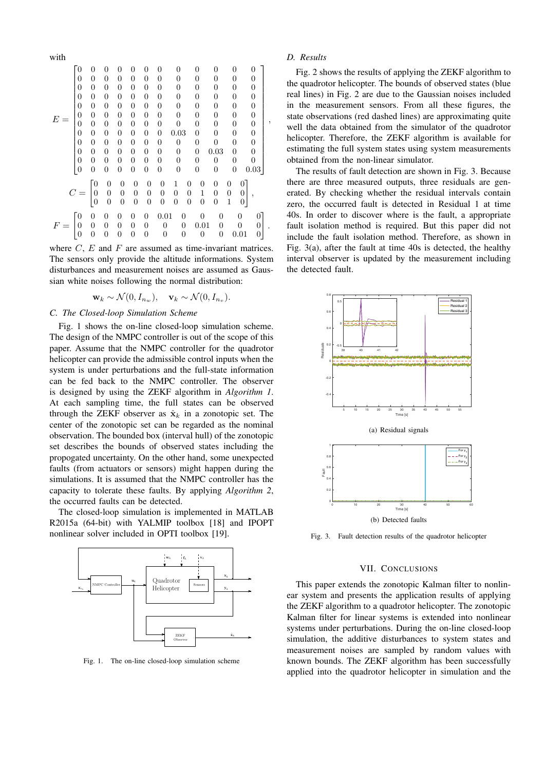with

$$E = \begin{bmatrix} 0 & 0 & 0 & 0 & 0 & 0 & 0 & 0 & 0 & 0 & 0 & 0 \\ 0 & 0 & 0 & 0 & 0 & 0 & 0 & 0 & 0 & 0 & 0 & 0 \\ 0 & 0 & 0 & 0 & 0 & 0 & 0 & 0 & 0 & 0 & 0 & 0 \\ 0 & 0 & 0 & 0 & 0 & 0 & 0 & 0 & 0 & 0 & 0 & 0 \\ 0 & 0 & 0 & 0 & 0 & 0 & 0 & 0 & 0 & 0 & 0 & 0 \\ 0 & 0 & 0 & 0 & 0 & 0 & 0 & 0 & 0 & 0 & 0 & 0 \\ 0 & 0 & 0 & 0 & 0 & 0 & 0 & 0 & 0 & 0 & 0 & 0 \\ 0 & 0 & 0 & 0 & 0 & 0 & 0 & 0.03 & 0 & 0 & 0 & 0 \\ 0 & 0 & 0 & 0 & 0 & 0 & 0 & 0 & 0 & 0 & 0 & 0 \\ 0 & 0 & 0 & 0 & 0 & 0 & 0 & 0 & 0 & 0.03 & 0 & 0 \\ 0 & 0 & 0 & 0 & 0 & 0 & 0 & 0 & 0 & 0 & 0 & 0 \\ 0 & 0 & 0 & 0 & 0 & 0 & 0 & 0 & 0 & 0 & 0 & 0.03 \end{bmatrix},$$

$$C = \begin{bmatrix} 0 & 0 & 0 & 0 & 0 & 0 & 1 & 0 & 0 & 0 & 0 & 0 \\ 0 & 0 & 0 & 0 & 0 & 0 & 0 & 0 & 1 & 0 & 0 & 0 \\ 0 & 0 & 0 & 0 & 0 & 0 & 0 & 0 & 0 & 0 & 1 & 0 \end{bmatrix},$$

$$F = \begin{bmatrix} 0 & 0 & 0 & 0 & 0 & 0 & 0.01 & 0 & 0 & 0 & 0 & 0 \\ 0 & 0 & 0 & 0 & 0 & 0 & 0 & 0 & 0.01 & 0 & 0 & 0 \\ 0 & 0 & 0 & 0 & 0 & 0 & 0 & 0 & 0 & 0 & 0.01 & 0 \end{bmatrix}.$$

where $C$, $E$ and $F$ are assumed as time-invariant matrices. The sensors only provide the altitude informations. System disturbances and measurement noises are assumed as Gaussian white noises following the normal distribution:

$$\mathbf{w}_k \sim \mathcal{N}(0, I_{n_w}), \quad \mathbf{v}_k \sim \mathcal{N}(0, I_{n_v}).$$

### C. The Closed-loop Simulation Scheme

Fig. 1 shows the on-line closed-loop simulation scheme. The design of the NMPC controller is out of the scope of this paper. Assume that the NMPC controller for the quadrotor helicopter can provide the admissible control inputs when the system is under perturbations and the full-state information can be fed back to the NMPC controller. The observer is designed by using the ZEKF algorithm in *Algorithm 1*. At each sampling time, the full states can be observed through the ZEKF observer as $\hat{\mathbf{x}}_k$ in a zonotopic set. The center of the zonotopic set can be regarded as the nominal observation. The bounded box (interval hull) of the zonotopic set describes the bounds of observed states including the propogated uncertainty. On the other hand, some unexpected faults (from actuators or sensors) might happen during the simulations. It is assumed that the NMPC controller has the capacity to tolerate these faults. By applying *Algorithm 2*, the occurred faults can be detected.

The closed-loop simulation is implemented in MATLAB R2015a (64-bit) with YALMIP toolbox [18] and IPOPT nonlinear solver included in OPTI toolbox [19].

Fig. 1. The on-line closed-loop simulation scheme

### D. Results

Fig. 2 shows the results of applying the ZEKF algorithm to the quadrotor helicopter. The bounds of observed states (blue real lines) in Fig. 2 are due to the Gaussian noises included in the measurement sensors. From all these figures, the state observations (red dashed lines) are approximating quite well the data obtained from the simulator of the quadrotor helicopter. Therefore, the ZEKF algorithm is available for estimating the full system states using system measurements obtained from the non-linear simulator.

The results of fault detection are shown in Fig. 3. Because there are three measured outputs, three residuals are generated. By checking whether the residual intervals contain zero, the occurred fault is detected in Residual 1 at time 40s. In order to discover where is the fault, a appropriate fault isolation method is required. But this paper did not include the fault isolation method. Therefore, as shown in Fig. 3(a), after the fault at time 40s is detected, the healthy interval observer is updated by the measurement including the detected fault.

(a) Residual signals

(b) Detected faults

Fig. 3. Fault detection results of the quadrotor helicopter

## VII. Conclusions

This paper extends the zonotopic Kalman filter to nonlinear system and presents the application results of applying the ZEKF algorithm to a quadrotor helicopter. The zonotopic Kalman filter for linear systems is extended into nonlinear systems under perturbations. During the on-line closed-loop simulation, the additive disturbances to system states and measurement noises are sampled by random values with known bounds. The ZEKF algorithm has been successfully applied into the quadrotor helicopter in simulation and the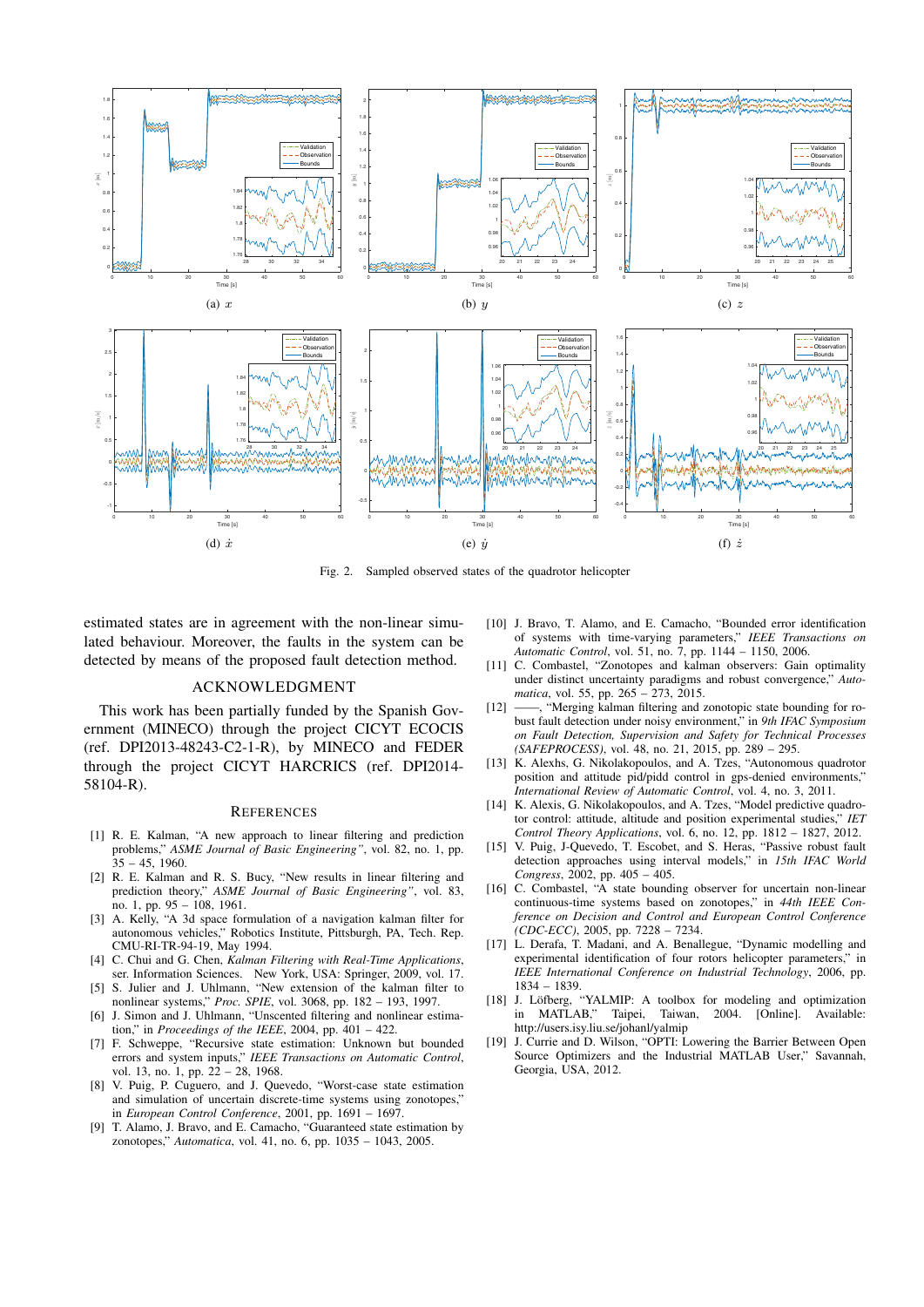(a) $x$

(b) $y$

(c) $z$

(d) $\dot{x}$

(e) $\dot{y}$

(f) $\dot{z}$

Fig. 2. Sampled observed states of the quadrotor helicopter

estimated states are in agreement with the non-linear simulated behaviour. Moreover, the faults in the system can be detected by means of the proposed fault detection method.

## ACKNOWLEDGMENT

This work has been partially funded by the Spanish Government (MINECO) through the project CICYT ECOCIS (ref. DPI2013-48243-C2-1-R), by MINECO and FEDER through the project CICYT HARCRICS (ref. DPI2014-58104-R).

## REFERENCES

[1] R. E. Kalman, "A new approach to linear filtering and prediction problems," *ASME Journal of Basic Engineering"*, vol. 82, no. 1, pp. 35 – 45, 1960.

[2] R. E. Kalman and R. S. Bucy, "New results in linear filtering and prediction theory," *ASME Journal of Basic Engineering"*, vol. 83, no. 1, pp. 95 – 108, 1961.

[3] A. Kelly, "A 3d space formulation of a navigation kalman filter for autonomous vehicles," Robotics Institute, Pittsburgh, PA, Tech. Rep. CMU-RI-TR-94-19, May 1994.

[4] C. Chui and G. Chen, *Kalman Filtering with Real-Time Applications*, ser. Information Sciences. New York, USA: Springer, 2009, vol. 17.

[5] S. Julier and J. Uhlmann, "New extension of the kalman filter to nonlinear systems," *Proc. SPIE*, vol. 3068, pp. 182 – 193, 1997.

[6] J. Simon and J. Uhlmann, "Unscented filtering and nonlinear estimation," in *Proceedings of the IEEE*, 2004, pp. 401 – 422.

[7] F. Schweppe, "Recursive state estimation: Unknown but bounded errors and system inputs," *IEEE Transactions on Automatic Control*, vol. 13, no. 1, pp. 22 – 28, 1968.

[8] V. Puig, P. Cuguero, and J. Quevedo, "Worst-case state estimation and simulation of uncertain discrete-time systems using zonotopes," in *European Control Conference*, 2001, pp. 1691 – 1697.

[9] T. Alamo, J. Bravo, and E. Camacho, "Guaranteed state estimation by zonotopes," *Automatica*, vol. 41, no. 6, pp. 1035 – 1043, 2005.

[10] J. Bravo, T. Alamo, and E. Camacho, "Bounded error identification of systems with time-varying parameters," *IEEE Transactions on Automatic Control*, vol. 51, no. 7, pp. 1144 – 1150, 2006.

[11] C. Combastel, "Zonotopes and kalman observers: Gain optimality under distinct uncertainty paradigms and robust convergence," *Automatica*, vol. 55, pp. 265 – 273, 2015.

[12] ——, "Merging kalman filtering and zonotopic state bounding for robust fault detection under noisy environment," in *9th IFAC Symposium on Fault Detection, Supervision and Safety for Technical Processes (SAFEPROCESS)*, vol. 48, no. 21, 2015, pp. 289 – 295.

[13] K. Alexhs, G. Nikolakopoulos, and A. Tzes, "Autonomous quadrotor position and attitude pid/pidd control in gps-denied environments," *International Review of Automatic Control*, vol. 4, no. 3, 2011.

[14] K. Alexis, G. Nikolakopoulos, and A. Tzes, "Model predictive quadrotor control: attitude, altitude and position experimental studies," *IET Control Theory Applications*, vol. 6, no. 12, pp. 1812 – 1827, 2012.

[15] V. Puig, J-Quevedo, T. Escobet, and S. Heras, "Passive robust fault detection approaches using interval models," in *15th IFAC World Congress*, 2002, pp. 405 – 405.

[16] C. Combastel, "A state bounding observer for uncertain non-linear continuous-time systems based on zonotopes," in *44th IEEE Conference on Decision and Control and European Control Conference (CDC-ECC)*, 2005, pp. 7228 – 7234.

[17] L. Derafa, T. Madani, and A. Benallegue, "Dynamic modelling and experimental identification of four rotors helicopter parameters," in *IEEE International Conference on Industrial Technology*, 2006, pp. 1834 – 1839.

[18] J. Löfberg, "YALMIP: A toolbox for modeling and optimization in MATLAB," Taipei, Taiwan, 2004. [Online]. Available: http://users.isy.liu.se/johanl/yalmip

[19] J. Currie and D. Wilson, "OPTI: Lowering the Barrier Between Open Source Optimizers and the Industrial MATLAB User," Savannah, Georgia, USA, 2012.